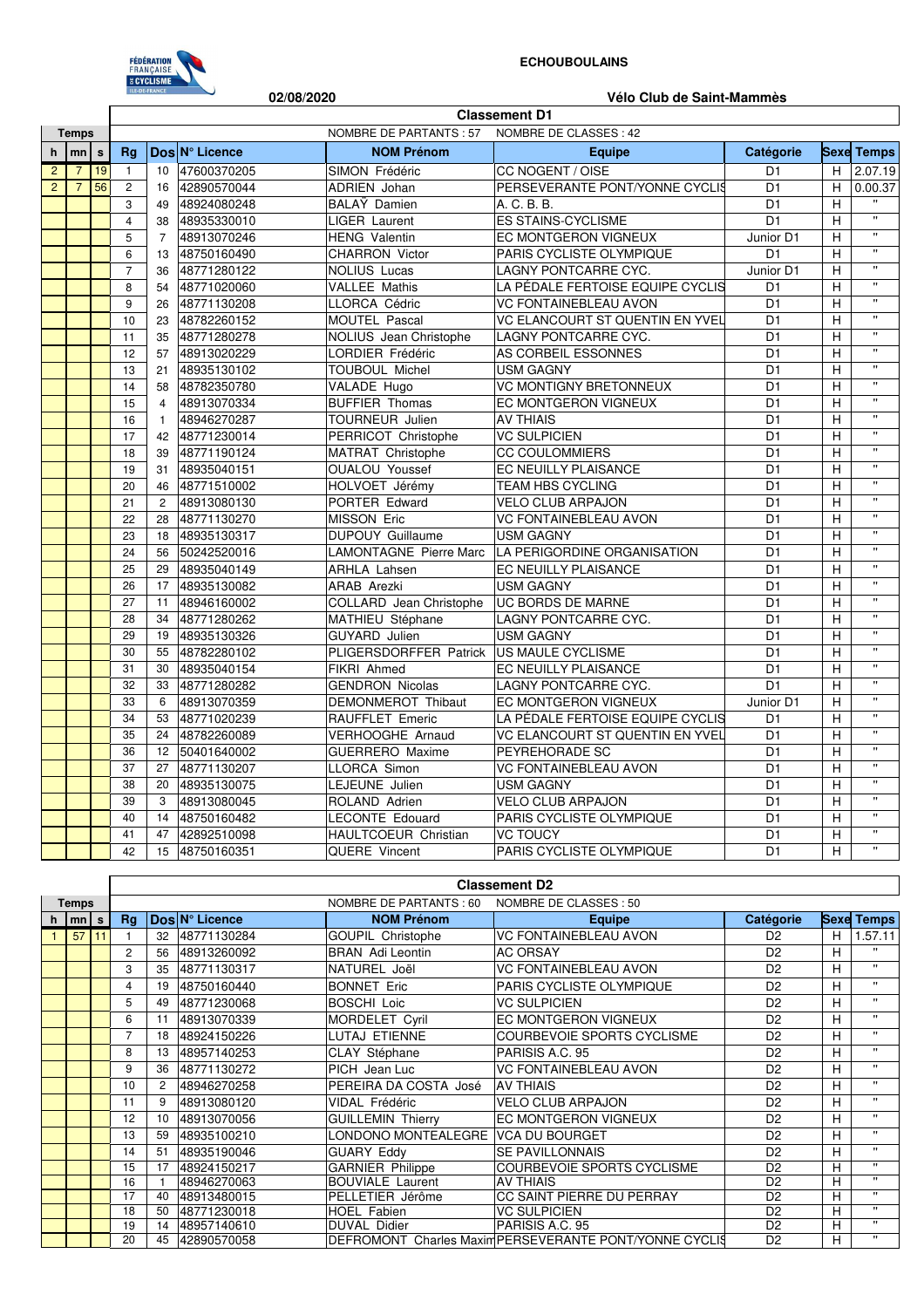ECHOUBOULAINS

02/08/2020

Vélo Club de Saint-Mammès

## Classement D1

NOMBRE DE PARTANTS : 57 NOMBRE DE CLASSES : 42

| Temps | | | | | | | | | | |
|---|---|---|---|---|---|---|---|---|---|---|
| h | mn | s | Rg | Dos | N° Licence | NOM Prénom | Equipe | Catégorie | Sexe | Temps |
| 2 | 7 | 19 | 1 | 10 | 47600370205 | SIMON Frédéric | CC NOGENT / OISE | D1 | H | 2.07.19 |
| 2 | 7 | 56 | 2 | 16 | 42890570044 | ADRIEN Johan | PERSEVERANTE PONT/YONNE CYCLIS | D1 | H | 0.00.37 |
| | | | 3 | 49 | 48924080248 | BALAŸ Damien | A. C. B. B. | D1 | H | " |
| | | | 4 | 38 | 48935330010 | LIGER Laurent | ES STAINS-CYCLISME | D1 | H | " |
| | | | 5 | 7 | 48913070246 | HENG Valentin | EC MONTGERON VIGNEUX | Junior D1 | H | " |
| | | | 6 | 13 | 48750160490 | CHARRON Victor | PARIS CYCLISTE OLYMPIQUE | D1 | H | " |
| | | | 7 | 36 | 48771280122 | NOLIUS Lucas | LAGNY PONTCARRE CYC. | Junior D1 | H | " |
| | | | 8 | 54 | 48771020060 | VALLEE Mathis | LA PÉDALE FERTOISE EQUIPE CYCLIS | D1 | H | " |
| | | | 9 | 26 | 48771130208 | LLORCA Cédric | VC FONTAINEBLEAU AVON | D1 | H | " |
| | | | 10 | 23 | 48782260152 | MOUTEL Pascal | VC ELANCOURT ST QUENTIN EN YVEL | D1 | H | " |
| | | | 11 | 35 | 48771280278 | NOLIUS Jean Christophe | LAGNY PONTCARRE CYC. | D1 | H | " |
| | | | 12 | 57 | 48913020229 | LORDIER Frédéric | AS CORBEIL ESSONNES | D1 | H | " |
| | | | 13 | 21 | 48935130102 | TOUBOUL Michel | USM GAGNY | D1 | H | " |
| | | | 14 | 58 | 48782350780 | VALADE Hugo | VC MONTIGNY BRETONNEUX | D1 | H | " |
| | | | 15 | 4 | 48913070334 | BUFFIER Thomas | EC MONTGERON VIGNEUX | D1 | H | " |
| | | | 16 | 1 | 48946270287 | TOURNEUR Julien | AV THIAIS | D1 | H | " |
| | | | 17 | 42 | 48771230014 | PERRICOT Christophe | VC SULPICIEN | D1 | H | " |
| | | | 18 | 39 | 48771190124 | MATRAT Christophe | CC COULOMMIERS | D1 | H | " |
| | | | 19 | 31 | 48935040151 | OUALOU Youssef | EC NEUILLY PLAISANCE | D1 | H | " |
| | | | 20 | 46 | 48771510002 | HOLVOET Jérémy | TEAM HBS CYCLING | D1 | H | " |
| | | | 21 | 2 | 48913080130 | PORTER Edward | VELO CLUB ARPAJON | D1 | H | " |
| | | | 22 | 28 | 48771130270 | MISSON Eric | VC FONTAINEBLEAU AVON | D1 | H | " |
| | | | 23 | 18 | 48935130317 | DUPOUY Guillaume | USM GAGNY | D1 | H | " |
| | | | 24 | 56 | 50242520016 | LAMONTAGNE Pierre Marc | LA PERIGORDINE ORGANISATION | D1 | H | " |
| | | | 25 | 29 | 48935040149 | ARHLA Lahsen | EC NEUILLY PLAISANCE | D1 | H | " |
| | | | 26 | 17 | 48935130082 | ARAB Arezki | USM GAGNY | D1 | H | " |
| | | | 27 | 11 | 48946160002 | COLLARD Jean Christophe | UC BORDS DE MARNE | D1 | H | " |
| | | | 28 | 34 | 48771280262 | MATHIEU Stéphane | LAGNY PONTCARRE CYC. | D1 | H | " |
| | | | 29 | 19 | 48935130326 | GUYARD Julien | USM GAGNY | D1 | H | " |
| | | | 30 | 55 | 48782280102 | PLIGERSDORFFER Patrick | US MAULE CYCLISME | D1 | H | " |
| | | | 31 | 30 | 48935040154 | FIKRI Ahmed | EC NEUILLY PLAISANCE | D1 | H | " |
| | | | 32 | 33 | 48771280282 | GENDRON Nicolas | LAGNY PONTCARRE CYC. | D1 | H | " |
| | | | 33 | 6 | 48913070359 | DEMONMEROT Thibaut | EC MONTGERON VIGNEUX | Junior D1 | H | " |
| | | | 34 | 53 | 48771020239 | RAUFFLET Emeric | LA PÉDALE FERTOISE EQUIPE CYCLIS | D1 | H | " |
| | | | 35 | 24 | 48782260089 | VERHOOGHE Arnaud | VC ELANCOURT ST QUENTIN EN YVEL | D1 | H | " |
| | | | 36 | 12 | 50401640002 | GUERRERO Maxime | PEYREHORADE SC | D1 | H | " |
| | | | 37 | 27 | 48771130207 | LLORCA Simon | VC FONTAINEBLEAU AVON | D1 | H | " |
| | | | 38 | 20 | 48935130075 | LEJEUNE Julien | USM GAGNY | D1 | H | " |
| | | | 39 | 3 | 48913080045 | ROLAND Adrien | VELO CLUB ARPAJON | D1 | H | " |
| | | | 40 | 14 | 48750160482 | LECONTE Edouard | PARIS CYCLISTE OLYMPIQUE | D1 | H | " |
| | | | 41 | 47 | 42892510098 | HAULTCOEUR Christian | VC TOUCY | D1 | H | " |
| | | | 42 | 15 | 48750160351 | QUERE Vincent | PARIS CYCLISTE OLYMPIQUE | D1 | H | " |

## Classement D2

NOMBRE DE PARTANTS : 60 NOMBRE DE CLASSES : 50

| Temps | | | | | | | | | | |
|---|---|---|---|---|---|---|---|---|---|---|
| h | mn | s | Rg | Dos | N° Licence | NOM Prénom | Equipe | Catégorie | Sexe | Temps |
| 1 | 57 | 11 | 1 | 32 | 48771130284 | GOUPIL Christophe | VC FONTAINEBLEAU AVON | D2 | H | 1.57.11 |
| | | | 2 | 56 | 48913260092 | BRAN Adi Leontin | AC ORSAY | D2 | H | " |
| | | | 3 | 35 | 48771130317 | NATUREL Joël | VC FONTAINEBLEAU AVON | D2 | H | " |
| | | | 4 | 19 | 48750160440 | BONNET Eric | PARIS CYCLISTE OLYMPIQUE | D2 | H | " |
| | | | 5 | 49 | 48771230068 | BOSCHI Loic | VC SULPICIEN | D2 | H | " |
| | | | 6 | 11 | 48913070339 | MORDELET Cyril | EC MONTGERON VIGNEUX | D2 | H | " |
| | | | 7 | 18 | 48924150226 | LUTAJ ETIENNE | COURBEVOIE SPORTS CYCLISME | D2 | H | " |
| | | | 8 | 13 | 48957140253 | CLAY Stéphane | PARISIS A.C. 95 | D2 | H | " |
| | | | 9 | 36 | 48771130272 | PICH Jean Luc | VC FONTAINEBLEAU AVON | D2 | H | " |
| | | | 10 | 2 | 48946270258 | PEREIRA DA COSTA José | AV THIAIS | D2 | H | " |
| | | | 11 | 9 | 48913080120 | VIDAL Frédéric | VELO CLUB ARPAJON | D2 | H | " |
| | | | 12 | 10 | 48913070056 | GUILLEMIN Thierry | EC MONTGERON VIGNEUX | D2 | H | " |
| | | | 13 | 59 | 48935100210 | LONDONO MONTEALEGRE | VCA DU BOURGET | D2 | H | " |
| | | | 14 | 51 | 48935190046 | GUARY Eddy | SE PAVILLONNAIS | D2 | H | " |
| | | | 15 | 17 | 48924150217 | GARNIER Philippe | COURBEVOIE SPORTS CYCLISME | D2 | H | " |
| | | | 16 | 1 | 48946270063 | BOUVIALE Laurent | AV THIAIS | D2 | H | " |
| | | | 17 | 40 | 48913480015 | PELLETIER Jérôme | CC SAINT PIERRE DU PERRAY | D2 | H | " |
| | | | 18 | 50 | 48771230018 | HOEL Fabien | VC SULPICIEN | D2 | H | " |
| | | | 19 | 14 | 48957140610 | DUVAL Didier | PARISIS A.C. 95 | D2 | H | " |
| | | | 20 | 45 | 42890570058 | DEFROMONT Charles Maxim | PERSEVERANTE PONT/YONNE CYCLIS | D2 | H | " |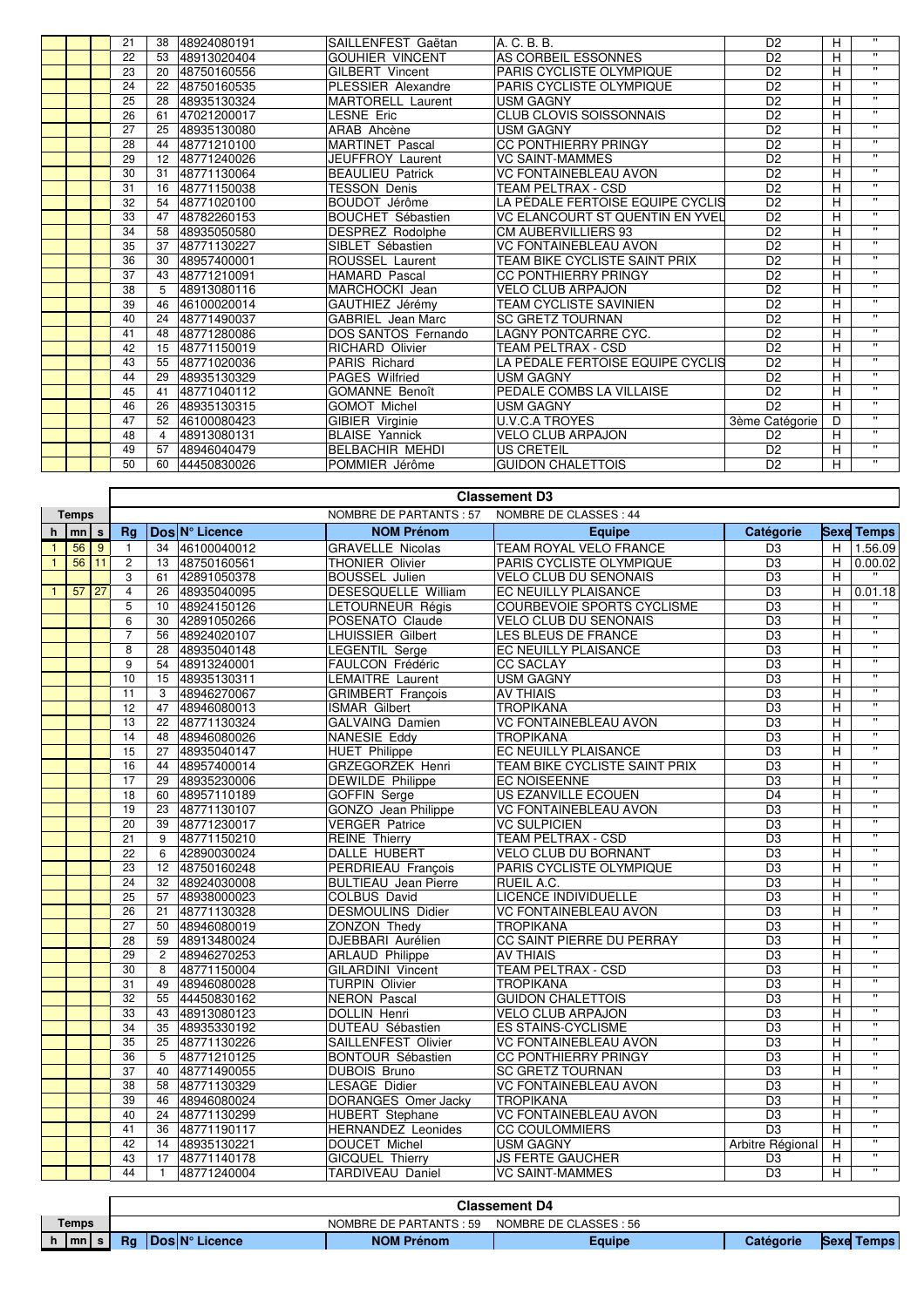| h | mn | s | Rg | Dos | N° Licence | NOM Prénom | Equipe | Catégorie | Sexe | Temps |
|---|---|---|---|---|---|---|---|---|---|---|
| | | | 21 | 38 | 48924080191 | SAILLENFEST Gaëtan | A. C. B. B. | D2 | H | " |
| | | | 22 | 53 | 48913020404 | GOUHIER VINCENT | AS CORBEIL ESSONNES | D2 | H | " |
| | | | 23 | 20 | 48750160556 | GILBERT Vincent | PARIS CYCLISTE OLYMPIQUE | D2 | H | " |
| | | | 24 | 22 | 48750160535 | PLESSIER Alexandre | PARIS CYCLISTE OLYMPIQUE | D2 | H | " |
| | | | 25 | 28 | 48935130324 | MARTORELL Laurent | USM GAGNY | D2 | H | " |
| | | | 26 | 61 | 47021200017 | LESNE Eric | CLUB CLOVIS SOISSONNAIS | D2 | H | " |
| | | | 27 | 25 | 48935130080 | ARAB Ahcène | USM GAGNY | D2 | H | " |
| | | | 28 | 44 | 48771210100 | MARTINET Pascal | CC PONTHIERRY PRINGY | D2 | H | " |
| | | | 29 | 12 | 48771240026 | JEUFFROY Laurent | VC SAINT-MAMMES | D2 | H | " |
| | | | 30 | 31 | 48771130064 | BEAULIEU Patrick | VC FONTAINEBLEAU AVON | D2 | H | " |
| | | | 31 | 16 | 48771150038 | TESSON Denis | TEAM PELTRAX - CSD | D2 | H | " |
| | | | 32 | 54 | 48771020100 | BOUDOT Jérôme | LA PÉDALE FERTOISE EQUIPE CYCLIS | D2 | H | " |
| | | | 33 | 47 | 48782260153 | BOUCHET Sébastien | VC ELANCOURT ST QUENTIN EN YVEL | D2 | H | " |
| | | | 34 | 58 | 48935050580 | DESPREZ Rodolphe | CM AUBERVILLIERS 93 | D2 | H | " |
| | | | 35 | 37 | 48771130227 | SIBLET Sébastien | VC FONTAINEBLEAU AVON | D2 | H | " |
| | | | 36 | 30 | 48957400001 | ROUSSEL Laurent | TEAM BIKE CYCLISTE SAINT PRIX | D2 | H | " |
| | | | 37 | 43 | 48771210091 | HAMARD Pascal | CC PONTHIERRY PRINGY | D2 | H | " |
| | | | 38 | 5 | 48913080116 | MARCHOCKI Jean | VELO CLUB ARPAJON | D2 | H | " |
| | | | 39 | 46 | 46100020014 | GAUTHIEZ Jérémy | TEAM CYCLISTE SAVINIEN | D2 | H | " |
| | | | 40 | 24 | 48771490037 | GABRIEL Jean Marc | SC GRETZ TOURNAN | D2 | H | " |
| | | | 41 | 48 | 48771280086 | DOS SANTOS Fernando | LAGNY PONTCARRE CYC. | D2 | H | " |
| | | | 42 | 15 | 48771150019 | RICHARD Olivier | TEAM PELTRAX - CSD | D2 | H | " |
| | | | 43 | 55 | 48771020036 | PARIS Richard | LA PÉDALE FERTOISE EQUIPE CYCLIS | D2 | H | " |
| | | | 44 | 29 | 48935130329 | PAGES Wilfried | USM GAGNY | D2 | H | " |
| | | | 45 | 41 | 48771040112 | GOMANNE Benoît | PEDALE COMBS LA VILLAISE | D2 | H | " |
| | | | 46 | 26 | 48935130315 | GOMOT Michel | USM GAGNY | D2 | H | " |
| | | | 47 | 52 | 46100080423 | GIBIER Virginie | U.V.C.A TROYES | 3ème Catégorie | D | " |
| | | | 48 | 4 | 48913080131 | BLAISE Yannick | VELO CLUB ARPAJON | D2 | H | " |
| | | | 49 | 57 | 48946040479 | BELBACHIR MEHDI | US CRETEIL | D2 | H | " |
| | | | 50 | 60 | 44450830026 | POMMIER Jérôme | GUIDON CHALETTOIS | D2 | H | " |

## Classement D3

NOMBRE DE PARTANTS : 57 NOMBRE DE CLASSES : 44

| h | mn | s | Rg | Dos | N° Licence | NOM Prénom | Equipe | Catégorie | Sexe | Temps |
|---|---|---|---|---|---|---|---|---|---|---|
| 1 | 56 | 9 | 1 | 34 | 46100040012 | GRAVELLE Nicolas | TEAM ROYAL VELO FRANCE | D3 | H | 1.56.09 |
| 1 | 56 | 11 | 2 | 13 | 48750160561 | THONIER Olivier | PARIS CYCLISTE OLYMPIQUE | D3 | H | 0.00.02 |
| | | | 3 | 61 | 42891050378 | BOUSSEL Julien | VELO CLUB DU SENONAIS | D3 | H | " |
| 1 | 57 | 27 | 4 | 26 | 48935040095 | DESESQUELLE William | EC NEUILLY PLAISANCE | D3 | H | 0.01.18 |
| | | | 5 | 10 | 48924150126 | LETOURNEUR Régis | COURBEVOIE SPORTS CYCLISME | D3 | H | " |
| | | | 6 | 30 | 42891050266 | POSENATO Claude | VELO CLUB DU SENONAIS | D3 | H | " |
| | | | 7 | 56 | 48924020107 | LHUISSIER Gilbert | LES BLEUS DE FRANCE | D3 | H | " |
| | | | 8 | 28 | 48935040148 | LEGENTIL Serge | EC NEUILLY PLAISANCE | D3 | H | " |
| | | | 9 | 54 | 48913240001 | FAULCON Frédéric | CC SACLAY | D3 | H | " |
| | | | 10 | 15 | 48935130311 | LEMAITRE Laurent | USM GAGNY | D3 | H | " |
| | | | 11 | 3 | 48946270067 | GRIMBERT François | AV THIAIS | D3 | H | " |
| | | | 12 | 47 | 48946080013 | ISMAR Gilbert | TROPIKANA | D3 | H | " |
| | | | 13 | 22 | 48771130324 | GALVAING Damien | VC FONTAINEBLEAU AVON | D3 | H | " |
| | | | 14 | 48 | 48946080026 | NANESIE Eddy | TROPIKANA | D3 | H | " |
| | | | 15 | 27 | 48935040147 | HUET Philippe | EC NEUILLY PLAISANCE | D3 | H | " |
| | | | 16 | 44 | 48957400014 | GRZEGORZEK Henri | TEAM BIKE CYCLISTE SAINT PRIX | D3 | H | " |
| | | | 17 | 29 | 48935230006 | DEWILDE Philippe | EC NOISEENNE | D3 | H | " |
| | | | 18 | 60 | 48957110189 | GOFFIN Serge | US EZANVILLE ECOUEN | D4 | H | " |
| | | | 19 | 23 | 48771130107 | GONZO Jean Philippe | VC FONTAINEBLEAU AVON | D3 | H | " |
| | | | 20 | 39 | 48772230017 | VERGER Patrice | VC SULPICIEN | D3 | H | " |
| | | | 21 | 9 | 48771150210 | REINE Thierry | TEAM PELTRAX - CSD | D3 | H | " |
| | | | 22 | 6 | 42890030024 | DALLE HUBERT | VELO CLUB DU BORNANT | D3 | H | " |
| | | | 23 | 12 | 48750160248 | PERDRIEAU François | PARIS CYCLISTE OLYMPIQUE | D3 | H | " |
| | | | 24 | 32 | 48924030008 | BULTIEAU Jean Pierre | RUEIL A.C. | D3 | H | " |
| | | | 25 | 57 | 48938000023 | COLBUS David | LICENCE INDIVIDUELLE | D3 | H | " |
| | | | 26 | 21 | 48771130328 | DESMOULINS Didier | VC FONTAINEBLEAU AVON | D3 | H | " |
| | | | 27 | 50 | 48946080019 | ZONZON Thedy | TROPIKANA | D3 | H | " |
| | | | 28 | 59 | 48913480024 | DJEBBARI Aurélien | CC SAINT PIERRE DU PERRAY | D3 | H | " |
| | | | 29 | 2 | 48946270253 | ARLAUD Philippe | AV THIAIS | D3 | H | " |
| | | | 30 | 8 | 48771150004 | GILARDINI Vincent | TEAM PELTRAX - CSD | D3 | H | " |
| | | | 31 | 49 | 48946080028 | TURPIN Olivier | TROPIKANA | D3 | H | " |
| | | | 32 | 55 | 44450830162 | NERON Pascal | GUIDON CHALETTOIS | D3 | H | " |
| | | | 33 | 43 | 48913080123 | DOLLIN Henri | VELO CLUB ARPAJON | D3 | H | " |
| | | | 34 | 35 | 48935330192 | DUTEAU Sébastien | ES STAINS-CYCLISME | D3 | H | " |
| | | | 35 | 25 | 48771130226 | SAILLENFEST Olivier | VC FONTAINEBLEAU AVON | D3 | H | " |
| | | | 36 | 5 | 48771210125 | BONTOUR Sébastien | CC PONTHIERRY PRINGY | D3 | H | " |
| | | | 37 | 40 | 48771490055 | DUBOIS Bruno | SC GRETZ TOURNAN | D3 | H | " |
| | | | 38 | 58 | 48771130329 | LESAGE Didier | VC FONTAINEBLEAU AVON | D3 | H | " |
| | | | 39 | 46 | 48946080024 | DORANGES Omer Jacky | TROPIKANA | D3 | H | " |
| | | | 40 | 24 | 48771130299 | HUBERT Stephane | VC FONTAINEBLEAU AVON | D3 | H | " |
| | | | 41 | 36 | 48771190117 | HERNANDEZ Leonides | CC COULOMMIERS | D3 | H | " |
| | | | 42 | 14 | 48935130221 | DOUCET Michel | USM GAGNY | Arbitre Régional | H | " |
| | | | 43 | 17 | 48771140178 | GICQUEL Thierry | JS FERTE GAUCHER | D3 | H | " |
| | | | 44 | 1 | 48771240004 | TARDIVEAU Daniel | VC SAINT-MAMMES | D3 | H | " |

## Classement D4

NOMBRE DE PARTANTS : 59 NOMBRE DE CLASSES : 56

| h | mn | s | Rg | Dos | N° Licence | NOM Prénom | Equipe | Catégorie | Sexe | Temps |
|---|---|---|---|---|---|---|---|---|---|---|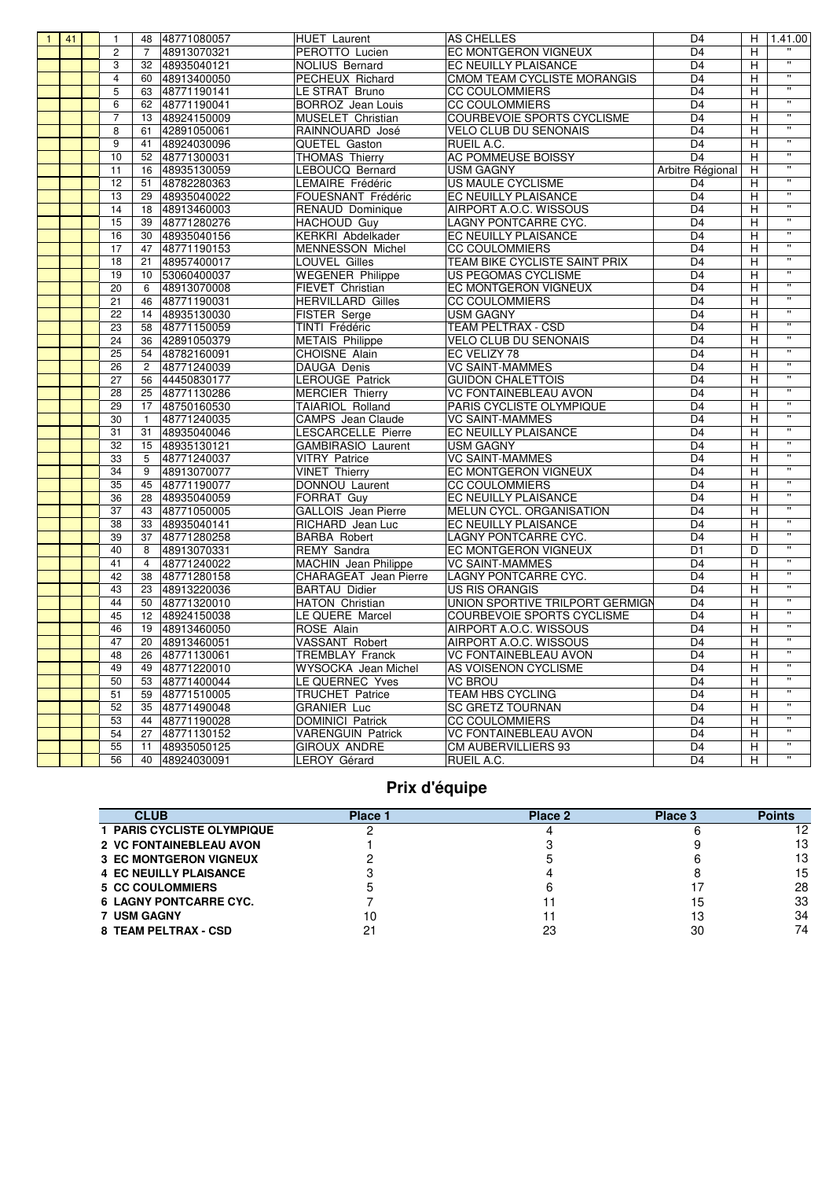| | | | | | | | | | | |
|---|---|---|---|---|---|---|---|---|---|---|
| 1 | 41 | | 1 | 48 | 48771080057 | HUET Laurent | AS CHELLES | D4 | H | 1.41.00 |
| | | | 2 | 7 | 48913070321 | PEROTTO Lucien | EC MONTGERON VIGNEUX | D4 | H | " |
| | | | 3 | 32 | 48935040121 | NOLIUS Bernard | EC NEUILLY PLAISANCE | D4 | H | " |
| | | | 4 | 60 | 48913400050 | PECHEUX Richard | CMOM TEAM CYCLISTE MORANGIS | D4 | H | " |
| | | | 5 | 63 | 48771190141 | LE STRAT Bruno | CC COULOMMIERS | D4 | H | " |
| | | | 6 | 62 | 48771190041 | BORROZ Jean Louis | CC COULOMMIERS | D4 | H | " |
| | | | 7 | 13 | 48924150009 | MUSELET Christian | COURBEVOIE SPORTS CYCLISME | D4 | H | " |
| | | | 8 | 61 | 42891050061 | RAINNOUARD José | VELO CLUB DU SENONAIS | D4 | H | " |
| | | | 9 | 41 | 48924030096 | QUETEL Gaston | RUEIL A.C. | D4 | H | " |
| | | | 10 | 52 | 48771300031 | THOMAS Thierry | AC POMMEUSE BOISSY | D4 | H | " |
| | | | 11 | 16 | 48935130059 | LEBOUCQ Bernard | USM GAGNY | Arbitre Régional | H | " |
| | | | 12 | 51 | 48782280363 | LEMAIRE Frédéric | US MAULE CYCLISME | D4 | H | " |
| | | | 13 | 29 | 48935040022 | FOUESNANT Frédéric | EC NEUILLY PLAISANCE | D4 | H | " |
| | | | 14 | 18 | 48913460003 | RENAUD Dominique | AIRPORT A.O.C. WISSOUS | D4 | H | " |
| | | | 15 | 39 | 48771280276 | HACHOUD Guy | LAGNY PONTCARRE CYC. | D4 | H | " |
| | | | 16 | 30 | 48935040156 | KERKRI Abdelkader | EC NEUILLY PLAISANCE | D4 | H | " |
| | | | 17 | 47 | 48771190153 | MENNESSON Michel | CC COULOMMIERS | D4 | H | " |
| | | | 18 | 21 | 48957400017 | LOUVEL Gilles | TEAM BIKE CYCLISTE SAINT PRIX | D4 | H | " |
| | | | 19 | 10 | 53060400037 | WEGENER Philippe | US PEGOMAS CYCLISME | D4 | H | " |
| | | | 20 | 6 | 48913070008 | FIEVET Christian | EC MONTGERON VIGNEUX | D4 | H | " |
| | | | 21 | 46 | 48771190031 | HERVILLARD Gilles | CC COULOMMIERS | D4 | H | " |
| | | | 22 | 14 | 48935130030 | FISTER Serge | USM GAGNY | D4 | H | " |
| | | | 23 | 58 | 48771150059 | TINTI Frédéric | TEAM PELTRAX - CSD | D4 | H | " |
| | | | 24 | 36 | 42891050379 | METAIS Philippe | VELO CLUB DU SENONAIS | D4 | H | " |
| | | | 25 | 54 | 48782160091 | CHOISNE Alain | EC VELIZY 78 | D4 | H | " |
| | | | 26 | 2 | 48771240039 | DAUGA Denis | VC SAINT-MAMMES | D4 | H | " |
| | | | 27 | 56 | 44450830177 | LEROUGE Patrick | GUIDON CHALETTOIS | D4 | H | " |
| | | | 28 | 25 | 48771130286 | MERCIER Thierry | VC FONTAINEBLEAU AVON | D4 | H | " |
| | | | 29 | 17 | 48750160530 | TAIARIOL Rolland | PARIS CYCLISTE OLYMPIQUE | D4 | H | " |
| | | | 30 | 1 | 48771240035 | CAMPS Jean Claude | VC SAINT-MAMMES | D4 | H | " |
| | | | 31 | 31 | 48935040046 | LESCARCELLE Pierre | EC NEUILLY PLAISANCE | D4 | H | " |
| | | | 32 | 15 | 48935130121 | GAMBIRASIO Laurent | USM GAGNY | D4 | H | " |
| | | | 33 | 5 | 48771240037 | VITRY Patrice | VC SAINT-MAMMES | D4 | H | " |
| | | | 34 | 9 | 48913070077 | VINET Thierry | EC MONTGERON VIGNEUX | D4 | H | " |
| | | | 35 | 45 | 48771190077 | DONNOU Laurent | CC COULOMMIERS | D4 | H | " |
| | | | 36 | 28 | 48935040059 | FORRAT Guy | EC NEUILLY PLAISANCE | D4 | H | " |
| | | | 37 | 43 | 48771050005 | GALLOIS Jean Pierre | MELUN CYCL. ORGANISATION | D4 | H | " |
| | | | 38 | 33 | 48935040141 | RICHARD Jean Luc | EC NEUILLY PLAISANCE | D4 | H | " |
| | | | 39 | 37 | 48771280258 | BARBA Robert | LAGNY PONTCARRE CYC. | D4 | H | " |
| | | | 40 | 8 | 48913070331 | REMY Sandra | EC MONTGERON VIGNEUX | D1 | D | " |
| | | | 41 | 4 | 48771240022 | MACHIN Jean Philippe | VC SAINT-MAMMES | D4 | H | " |
| | | | 42 | 38 | 48771280158 | CHARAGEAT Jean Pierre | LAGNY PONTCARRE CYC. | D4 | H | " |
| | | | 43 | 23 | 48913220036 | BARTAU Didier | US RIS ORANGIS | D4 | H | " |
| | | | 44 | 50 | 48771320010 | HATON Christian | UNION SPORTIVE TRILPORT GERMIGN | D4 | H | " |
| | | | 45 | 12 | 48924150038 | LE QUERE Marcel | COURBEVOIE SPORTS CYCLISME | D4 | H | " |
| | | | 46 | 19 | 48913460050 | ROSE Alain | AIRPORT A.O.C. WISSOUS | D4 | H | " |
| | | | 47 | 20 | 48913460051 | VASSANT Robert | AIRPORT A.O.C. WISSOUS | D4 | H | " |
| | | | 48 | 26 | 48771130061 | TREMBLAY Franck | VC FONTAINEBLEAU AVON | D4 | H | " |
| | | | 49 | 49 | 48771220010 | WYSOCKA Jean Michel | AS VOISENON CYCLISME | D4 | H | " |
| | | | 50 | 53 | 48771400044 | LE QUERNEC Yves | VC BROU | D4 | H | " |
| | | | 51 | 59 | 48771510005 | TRUCHET Patrice | TEAM HBS CYCLING | D4 | H | " |
| | | | 52 | 35 | 48771490048 | GRANIER Luc | SC GRETZ TOURNAN | D4 | H | " |
| | | | 53 | 44 | 48771190028 | DOMINICI Patrick | CC COULOMMIERS | D4 | H | " |
| | | | 54 | 27 | 48771130152 | VARENGUIN Patrick | VC FONTAINEBLEAU AVON | D4 | H | " |
| | | | 55 | 11 | 48935050125 | GIROUX ANDRE | CM AUBERVILLIERS 93 | D4 | H | " |
| | | | 56 | 40 | 48924030091 | LEROY Gérard | RUEIL A.C. | D4 | H | " |

## Prix d'équipe

| CLUB | Place 1 | Place 2 | Place 3 | Points |
|---|---|---|---|---|
| 1 PARIS CYCLISTE OLYMPIQUE | 2 | 4 | 6 | 12 |
| 2 VC FONTAINEBLEAU AVON | 1 | 3 | 9 | 13 |
| 3 EC MONTGERON VIGNEUX | 2 | 5 | 6 | 13 |
| 4 EC NEUILLY PLAISANCE | 3 | 4 | 8 | 15 |
| 5 CC COULOMMIERS | 5 | 6 | 17 | 28 |
| 6 LAGNY PONTCARRE CYC. | 7 | 11 | 15 | 33 |
| 7 USM GAGNY | 10 | 11 | 13 | 34 |
| 8 TEAM PELTRAX - CSD | 21 | 23 | 30 | 74 |